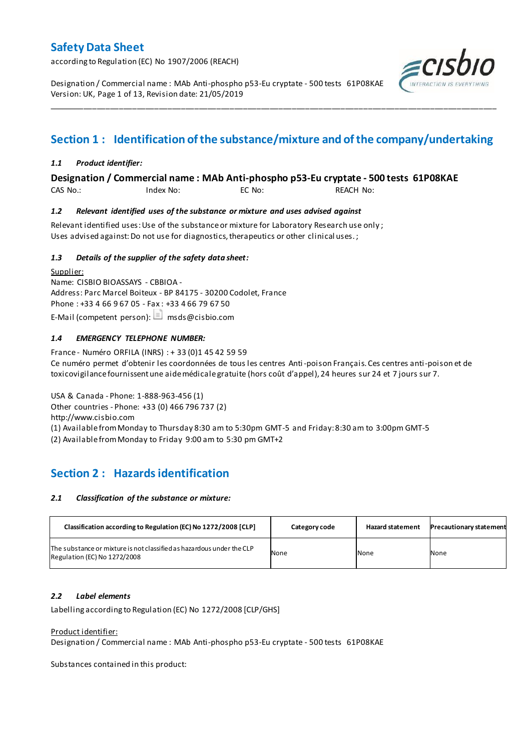# Safety Data Sheet

according to Regulation (EC) No 1907/2006 (REACH)

Designation / Commercial name : MAb Anti-phospho p53-Eu cryptate - 500 tests 61P08KAE
Version: UK, Page 1 of 13, Revision date: 21/05/2019

## Section 1 : Identification of the substance/mixture and of the company/undertaking

### *1.1 Product identifier:*

**Designation / Commercial name : MAb Anti-phospho p53-Eu cryptate - 500 tests 61P08KAE**

CAS No.: Index No: EC No: REACH No:

### *1.2 Relevant identified uses of the substance or mixture and uses advised against*

Relevant identified uses: Use of the substance or mixture for Laboratory Research use only ;
Uses advised against: Do not use for diagnostics, therapeutics or other clinical uses. ;

### *1.3 Details of the supplier of the safety data sheet:*

Supplier:
Name: CISBIO BIOASSAYS - CBBIOA -
Address: Parc Marcel Boiteux - BP 84175 - 30200 Codolet, France
Phone : +33 4 66 9 67 05 - Fax : +33 4 66 79 67 50
E-Mail (competent person): msds@cisbio.com

### *1.4 EMERGENCY TELEPHONE NUMBER:*

France - Numéro ORFILA (INRS) : + 33 (0)1 45 42 59 59
Ce numéro permet d'obtenir les coordonnées de tous les centres Anti-poison Français. Ces centres anti-poison et de toxicovigilance fournissent une aide médicale gratuite (hors coût d'appel), 24 heures sur 24 et 7 jours sur 7.

USA & Canada - Phone: 1-888-963-456 (1)
Other countries - Phone: +33 (0) 466 796 737 (2)
http://www.cisbio.com
(1) Available from Monday to Thursday 8:30 am to 5:30pm GMT-5 and Friday: 8:30 am to 3:00pm GMT-5
(2) Available from Monday to Friday 9:00 am to 5:30 pm GMT+2

## Section 2 : Hazards identification

### *2.1 Classification of the substance or mixture:*

| Classification according to Regulation (EC) No 1272/2008 [CLP] | Category code | Hazard statement | Precautionary statement |
|---|---|---|---|
| The substance or mixture is not classified as hazardous under the CLP Regulation (EC) No 1272/2008 | None | None | None |

### *2.2 Label elements*

Labelling according to Regulation (EC) No 1272/2008 [CLP/GHS]

Product identifier:
Designation / Commercial name : MAb Anti-phospho p53-Eu cryptate - 500 tests 61P08KAE

Substances contained in this product: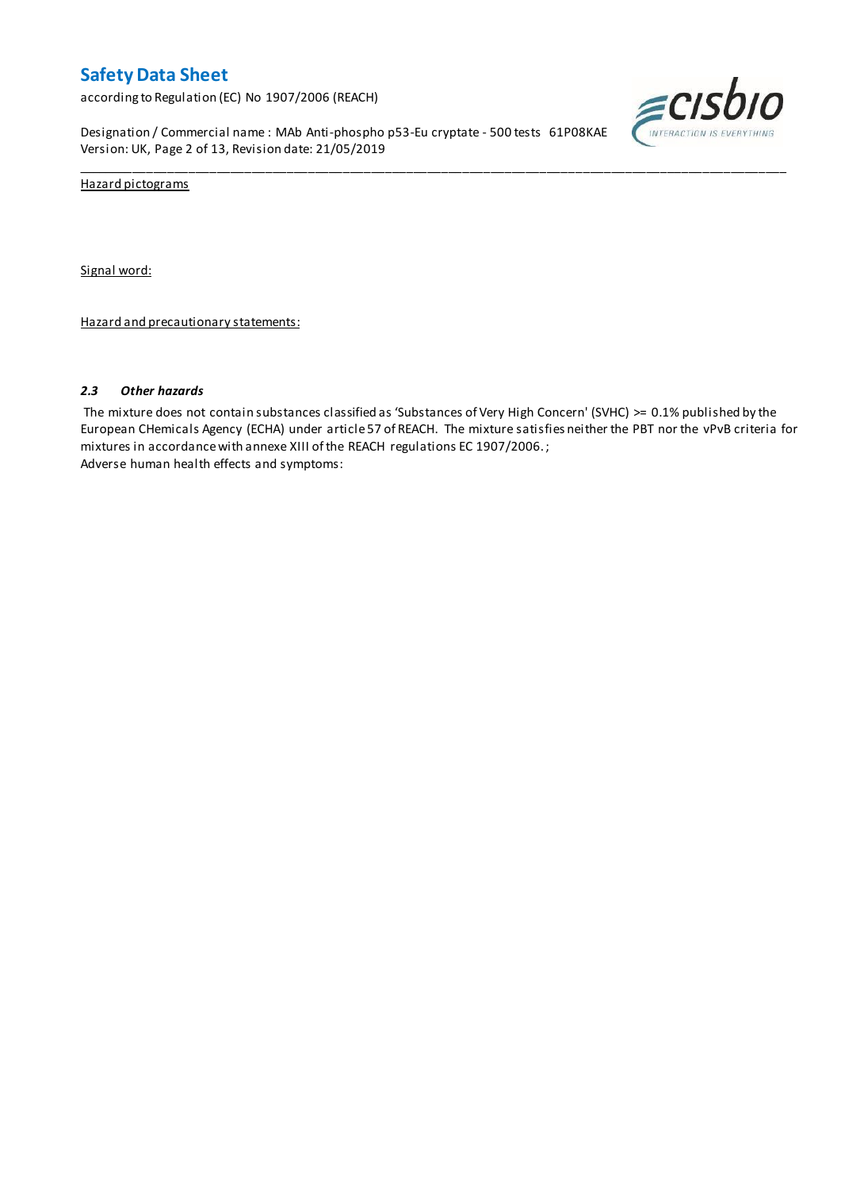Hazard pictograms

Signal word:

Hazard and precautionary statements:

### *2.3 Other hazards*

The mixture does not contain substances classified as 'Substances of Very High Concern' (SVHC) >= 0.1% published by the European CHemicals Agency (ECHA) under article 57 of REACH. The mixture satisfies neither the PBT nor the vPvB criteria for mixtures in accordance with annexe XIII of the REACH regulations EC 1907/2006. ;
Adverse human health effects and symptoms: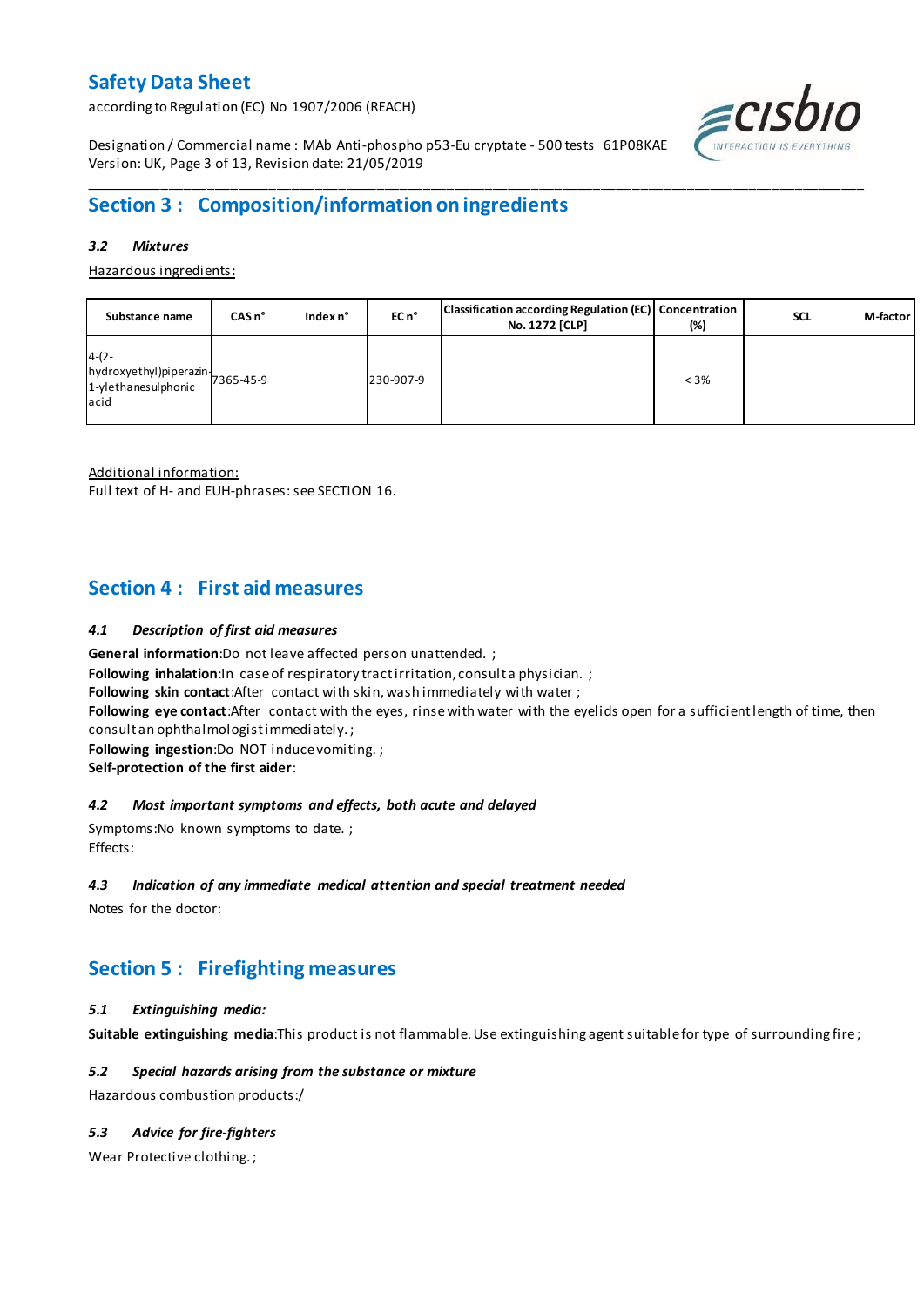## Section 3 : Composition/information on ingredients

### *3.2 Mixtures*

Hazardous ingredients:

| Substance name | CAS n° | Index n° | EC n° | Classification according Regulation (EC) No. 1272 [CLP] | Concentration (%) | SCL | M-factor |
|---|---|---|---|---|---|---|---|
| 4-(2-hydroxyethyl)piperazin-1-ylethanesulphonic acid | 7365-45-9 | | 230-907-9 | | < 3% | | |

Additional information:
Full text of H- and EUH-phrases: see SECTION 16.

## Section 4 : First aid measures

### *4.1 Description of first aid measures*

**General information**:Do not leave affected person unattended. ;
**Following inhalation**:In case of respiratory tract irritation, consult a physician. ;
**Following skin contact**:After contact with skin, wash immediately with water ;
**Following eye contact**:After contact with the eyes, rinse with water with the eyelids open for a sufficient length of time, then consult an ophthalmologist immediately. ;
**Following ingestion**:Do NOT induce vomiting. ;
**Self-protection of the first aider**:

### *4.2 Most important symptoms and effects, both acute and delayed*

Symptoms:No known symptoms to date. ;
Effects:

### *4.3 Indication of any immediate medical attention and special treatment needed*

Notes for the doctor:

## Section 5 : Firefighting measures

### *5.1 Extinguishing media:*

**Suitable extinguishing media**:This product is not flammable. Use extinguishing agent suitable for type of surrounding fire ;

### *5.2 Special hazards arising from the substance or mixture*

Hazardous combustion products:/

### *5.3 Advice for fire-fighters*

Wear Protective clothing. ;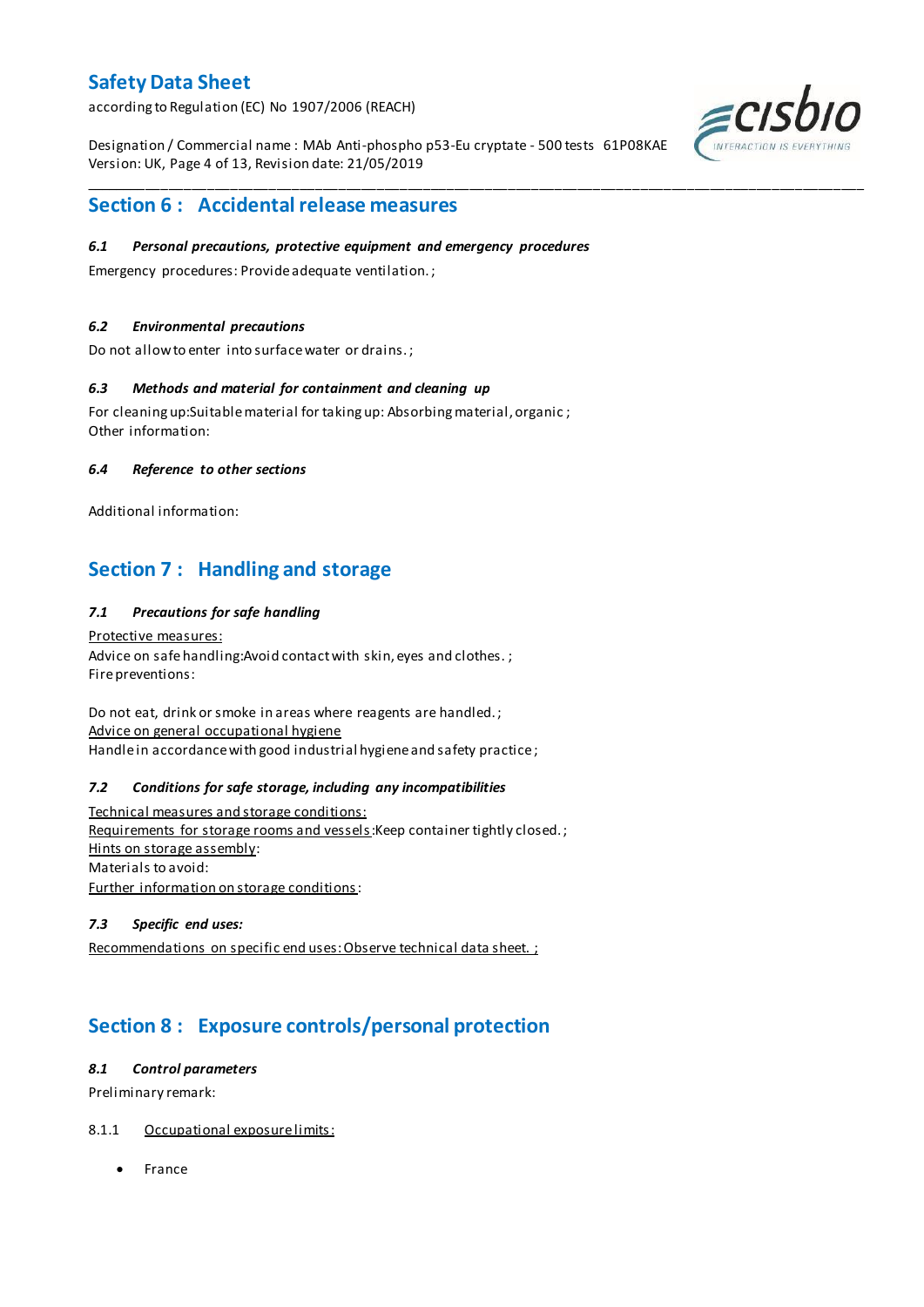## Section 6 : Accidental release measures

### *6.1 Personal precautions, protective equipment and emergency procedures*

Emergency procedures: Provide adequate ventilation. ;

### *6.2 Environmental precautions*

Do not allow to enter into surface water or drains. ;

### *6.3 Methods and material for containment and cleaning up*

For cleaning up:Suitable material for taking up: Absorbing material, organic ;
Other information:

### *6.4 Reference to other sections*

Additional information:

## Section 7 : Handling and storage

### *7.1 Precautions for safe handling*

Protective measures:
Advice on safe handling:Avoid contact with skin, eyes and clothes. ;
Fire preventions:

Do not eat, drink or smoke in areas where reagents are handled. ;
Advice on general occupational hygiene
Handle in accordance with good industrial hygiene and safety practice ;

### *7.2 Conditions for safe storage, including any incompatibilities*

Technical measures and storage conditions:
Requirements for storage rooms and vessels:Keep container tightly closed. ;
Hints on storage assembly:
Materials to avoid:
Further information on storage conditions:

### *7.3 Specific end uses:*

Recommendations on specific end uses: Observe technical data sheet. ;

## Section 8 : Exposure controls/personal protection

### *8.1 Control parameters*

Preliminary remark:

8.1.1 Occupational exposure limits:

- France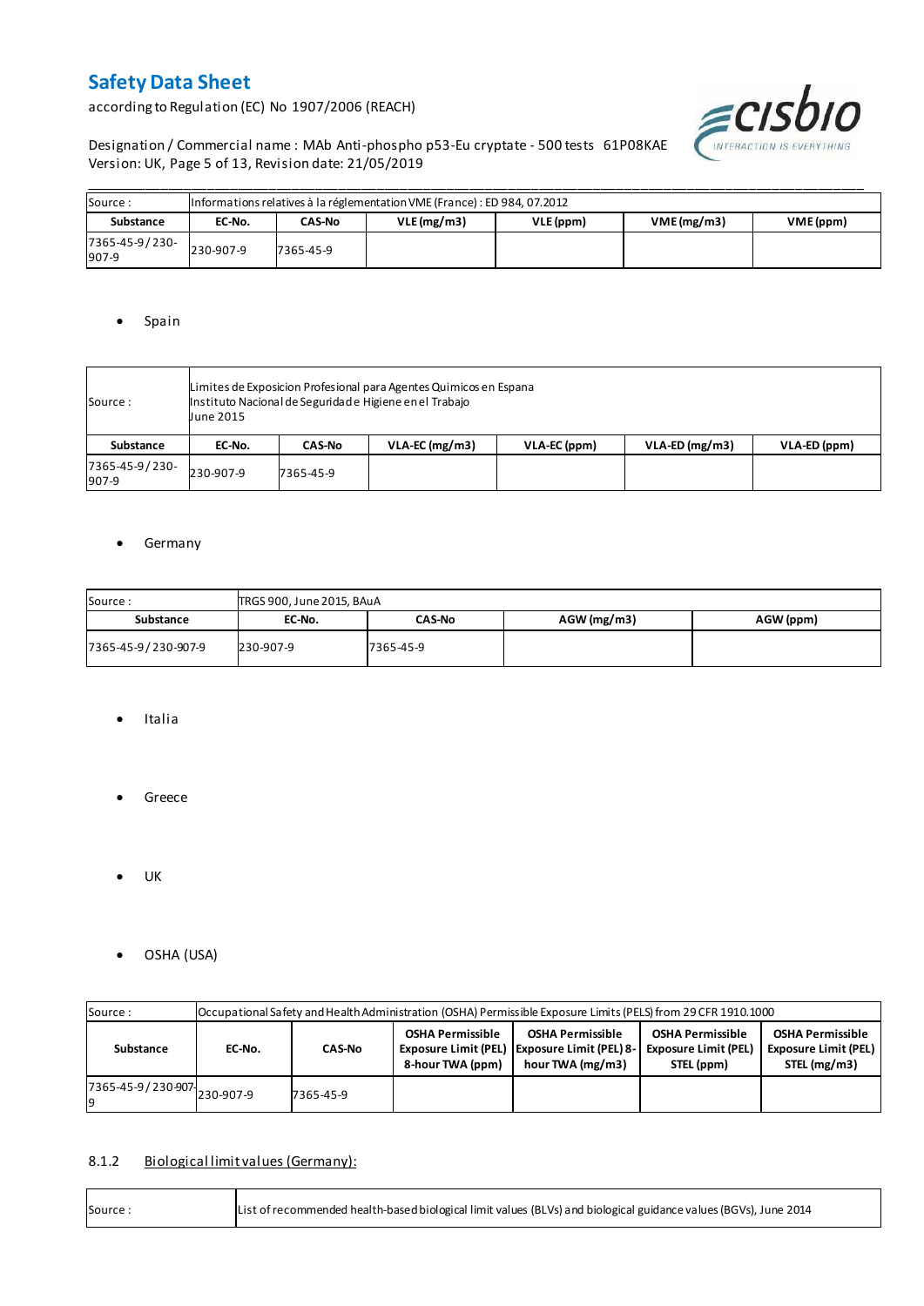| Source : | Informations relatives à la réglementation VME (France) : ED 984, 07.2012 | | | | | |
|---|---|---|---|---|---|---|
| **Substance** | **EC-No.** | **CAS-No** | **VLE (mg/m3)** | **VLE (ppm)** | **VME (mg/m3)** | **VME (ppm)** |
| 7365-45-9 / 230-907-9 | 230-907-9 | 7365-45-9 | | | | |

- Spain

| Source : | Limites de Exposicion Profesional para Agentes Quimicos en Espana<br>Instituto Nacional de Seguridade Higiene en el Trabajo<br>June 2015 | | | | | |
|---|---|---|---|---|---|---|
| **Substance** | **EC-No.** | **CAS-No** | **VLA-EC (mg/m3)** | **VLA-EC (ppm)** | **VLA-ED (mg/m3)** | **VLA-ED (ppm)** |
| 7365-45-9 / 230-907-9 | 230-907-9 | 7365-45-9 | | | | |

- Germany

| Source : | TRGS 900, June 2015, BAuA | | | |
|---|---|---|---|---|
| **Substance** | **EC-No.** | **CAS-No** | **AGW (mg/m3)** | **AGW (ppm)** |
| 7365-45-9 / 230-907-9 | 230-907-9 | 7365-45-9 | | |

- Italia

- Greece

- UK

- OSHA (USA)

| Source : | Occupational Safety and Health Administration (OSHA) Permissible Exposure Limits (PELS) from 29 CFR 1910.1000 | | | | | |
|---|---|---|---|---|---|---|
| **Substance** | **EC-No.** | **CAS-No** | **OSHA Permissible Exposure Limit (PEL) 8-hour TWA (ppm)** | **OSHA Permissible Exposure Limit (PEL) 8-hour TWA (mg/m3)** | **OSHA Permissible Exposure Limit (PEL) STEL (ppm)** | **OSHA Permissible Exposure Limit (PEL) STEL (mg/m3)** |
| 7365-45-9 / 230-907-9 | 230-907-9 | 7365-45-9 | | | | |

### 8.1.2 Biological limit values (Germany):

| Source : | List of recommended health-based biological limit values (BLVs) and biological guidance values (BGVs), June 2014 |
|---|---|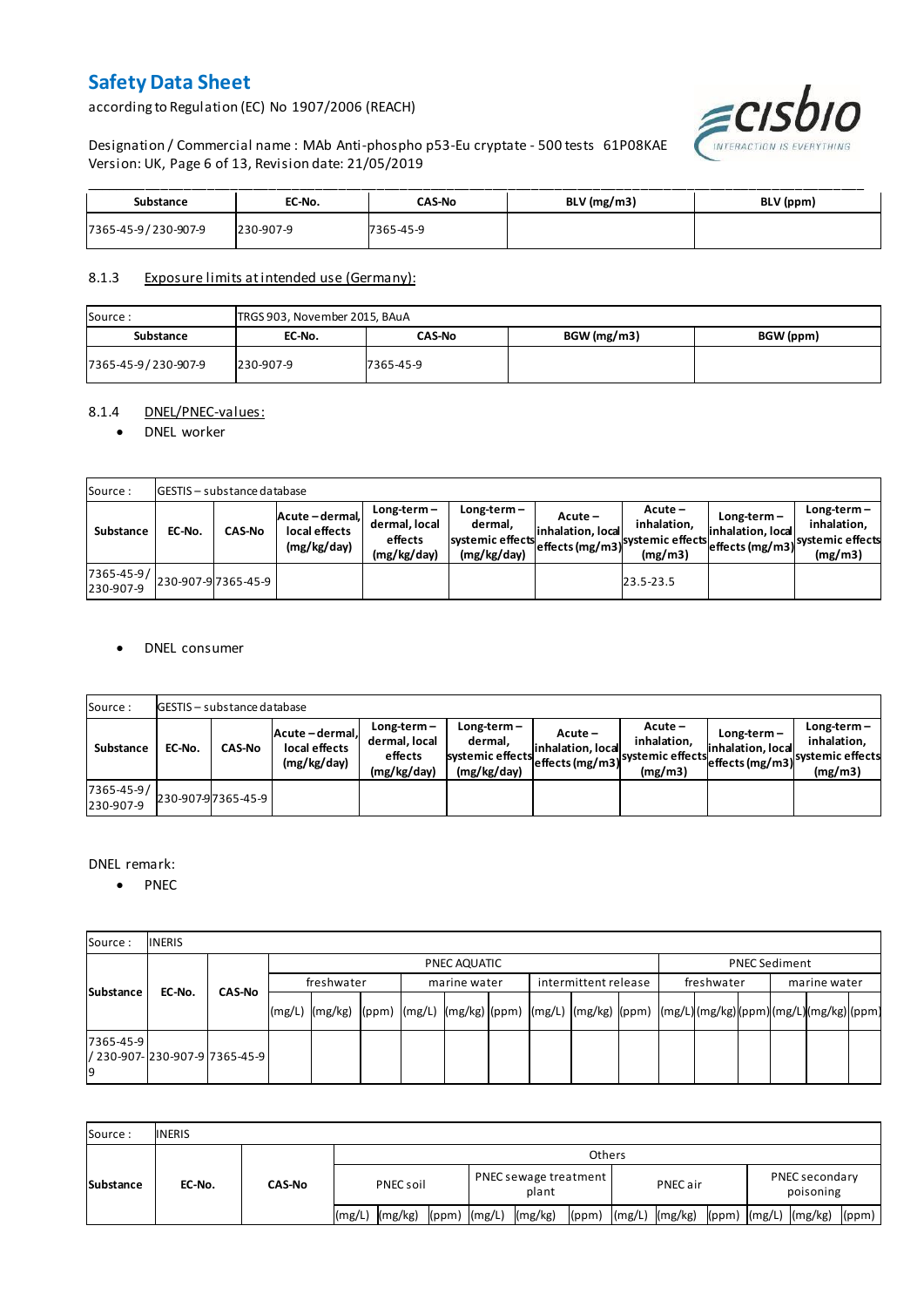| Substance | EC-No. | CAS-No | BLV (mg/m3) | BLV (ppm) |
|---|---|---|---|---|
| 7365-45-9 / 230-907-9 | 230-907-9 | 7365-45-9 | | |

8.1.3 Exposure limits at intended use (Germany):

| Source : | TRGS 903, November 2015, BAuA | | | |
|---|---|---|---|---|
| **Substance** | **EC-No.** | **CAS-No** | **BGW (mg/m3)** | **BGW (ppm)** |
| 7365-45-9 / 230-907-9 | 230-907-9 | 7365-45-9 | | |

8.1.4 DNEL/PNEC-values:

- DNEL worker

| Source : | GESTIS – substance database | | | | | | | | | |
|---|---|---|---|---|---|---|---|---|---|---|
| **Substance** | **EC-No.** | **CAS-No** | **Acute – dermal, local effects (mg/kg/day)** | **Long-term – dermal, local effects (mg/kg/day)** | **Long-term – dermal, systemic effects (mg/kg/day)** | **Acute – inhalation, local effects (mg/m3)** | **Acute – inhalation, systemic effects (mg/m3)** | **Long-term – inhalation, local effects (mg/m3)** | **Long-term – inhalation, systemic effects (mg/m3)** |
| 7365-45-9 / 230-907-9 | 230-907-9 | 7365-45-9 | | | | | 23.5-23.5 | | |

- DNEL consumer

| Source : | GESTIS – substance database | | | | | | | | | |
|---|---|---|---|---|---|---|---|---|---|---|
| **Substance** | **EC-No.** | **CAS-No** | **Acute – dermal, local effects (mg/kg/day)** | **Long-term – dermal, local effects (mg/kg/day)** | **Long-term – dermal, systemic effects (mg/kg/day)** | **Acute – inhalation, local effects (mg/m3)** | **Acute – inhalation, systemic effects (mg/m3)** | **Long-term – inhalation, local effects (mg/m3)** | **Long-term – inhalation, systemic effects (mg/m3)** |
| 7365-45-9 / 230-907-9 | 230-907-9 | 7365-45-9 | | | | | | | |

DNEL remark:

- PNEC

| Source : | INERIS | | | | | | | | | | | | | | | | | | | | |
|---|---|---|---|---|---|---|---|---|---|---|---|---|---|---|---|---|---|---|---|---|
| **Substance** | **EC-No.** | **CAS-No** | PNEC AQUATIC | | | | | | | | | PNEC Sediment | | | | | |
| | | | freshwater | | | marine water | | | intermittent release | | | freshwater | | | marine water | | |
| | | | (mg/L) | (mg/kg) | (ppm) | (mg/L) | (mg/kg) | (ppm) | (mg/L) | (mg/kg) | (ppm) | (mg/L) | (mg/kg) | (ppm) | (mg/L) | (mg/kg) | (ppm) |
| 7365-45-9 / 230-907-9 | 230-907-9 | 7365-45-9 | | | | | | | | | | | | | | | |

| Source : | INERIS | | | | | | | | | | | | | | |
|---|---|---|---|---|---|---|---|---|---|---|---|---|---|---|---|
| **Substance** | **EC-No.** | **CAS-No** | Others | | | | | | | | | | | | |
| | | | PNEC soil | | | PNEC sewage treatment plant | | | PNEC air | | | PNEC secondary poisoning | | |
| | | | (mg/L) | (mg/kg) | (ppm) | (mg/L) | (mg/kg) | (ppm) | (mg/L) | (mg/kg) | (ppm) | (mg/L) | (mg/kg) | (ppm) |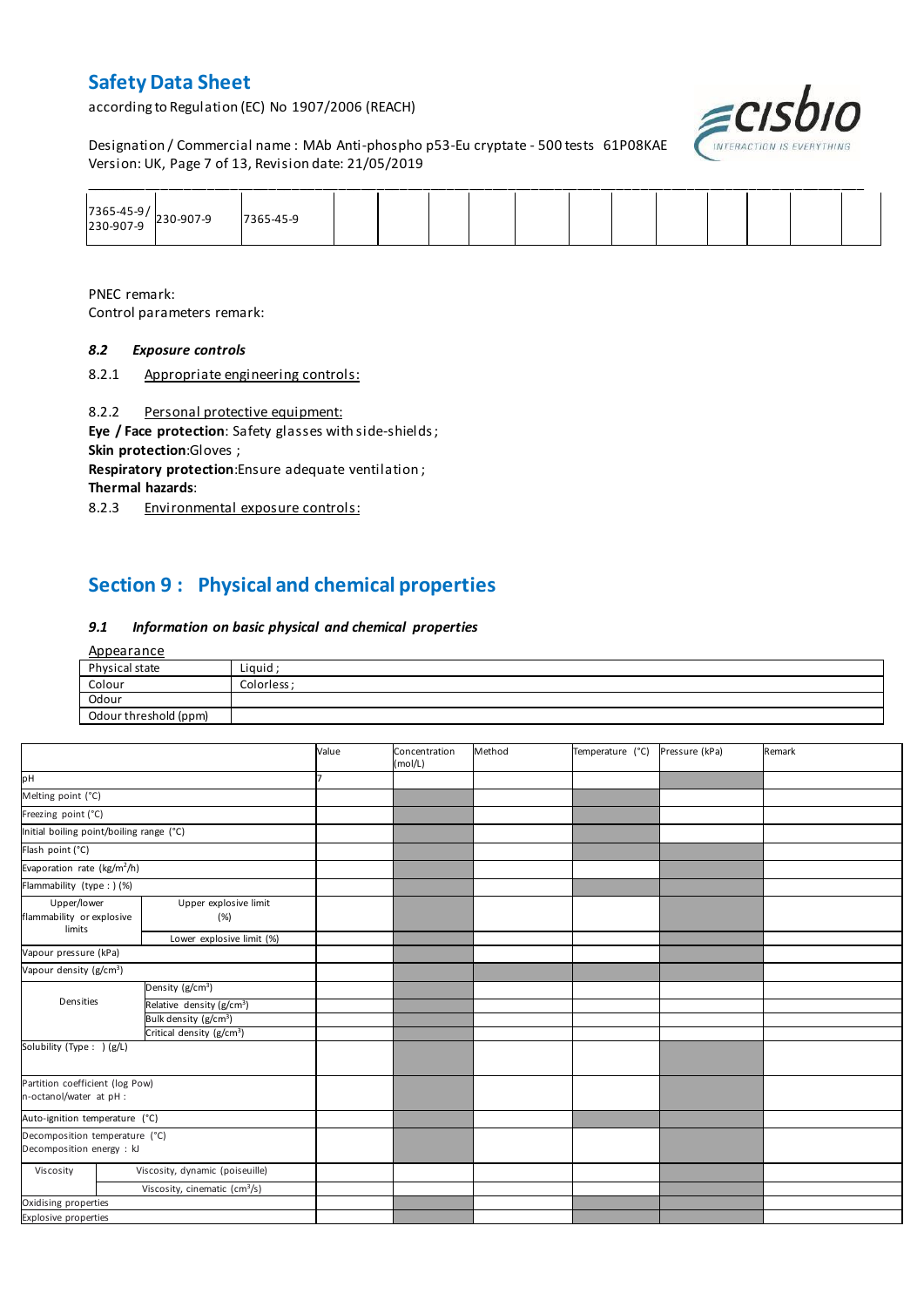| 7365-45-9/ 230-907-9 | 230-907-9 | 7365-45-9 | | | | | | | | | | | |
|---|---|---|---|---|---|---|---|---|---|---|---|---|---|

PNEC remark:
Control parameters remark:

### *8.2 Exposure controls*

8.2.1 Appropriate engineering controls:

8.2.2 Personal protective equipment:

**Eye / Face protection**: Safety glasses with side-shields ;
**Skin protection**:Gloves ;
**Respiratory protection**:Ensure adequate ventilation ;
**Thermal hazards**:

8.2.3 Environmental exposure controls:

## Section 9 : Physical and chemical properties

### *9.1 Information on basic physical and chemical properties*

Appearance

| Physical state | Liquid ; |
|---|---|
| Colour | Colorless ; |
| Odour | |
| Odour threshold (ppm) | |

| | | Value | Concentration (mol/L) | Method | Temperature (°C) | Pressure (kPa) | Remark |
|---|---|---|---|---|---|---|---|
| pH | | 7 | | | | | |
| Melting point (°C) | | | | | | | |
| Freezing point (°C) | | | | | | | |
| Initial boiling point/boiling range (°C) | | | | | | | |
| Flash point (°C) | | | | | | | |
| Evaporation rate (kg/m²/h) | | | | | | | |
| Flammability (type : ) (%) | | | | | | | |
| Upper/lower flammability or explosive limits | Upper explosive limit (%) | | | | | | |
| | Lower explosive limit (%) | | | | | | |
| Vapour pressure (kPa) | | | | | | | |
| Vapour density (g/cm³) | | | | | | | |
| Densities | Density (g/cm³) | | | | | | |
| | Relative density (g/cm³) | | | | | | |
| | Bulk density (g/cm³) | | | | | | |
| | Critical density (g/cm³) | | | | | | |
| Solubility (Type : ) (g/L) | | | | | | | |
| Partition coefficient (log Pow) n-octanol/water at pH : | | | | | | | |
| Auto-ignition temperature (°C) | | | | | | | |
| Decomposition temperature (°C) Decomposition energy : kJ | | | | | | | |
| Viscosity | Viscosity, dynamic (poiseuille) | | | | | | |
| | Viscosity, cinematic (cm³/s) | | | | | | |
| Oxidising properties | | | | | | | |
| Explosive properties | | | | | | | |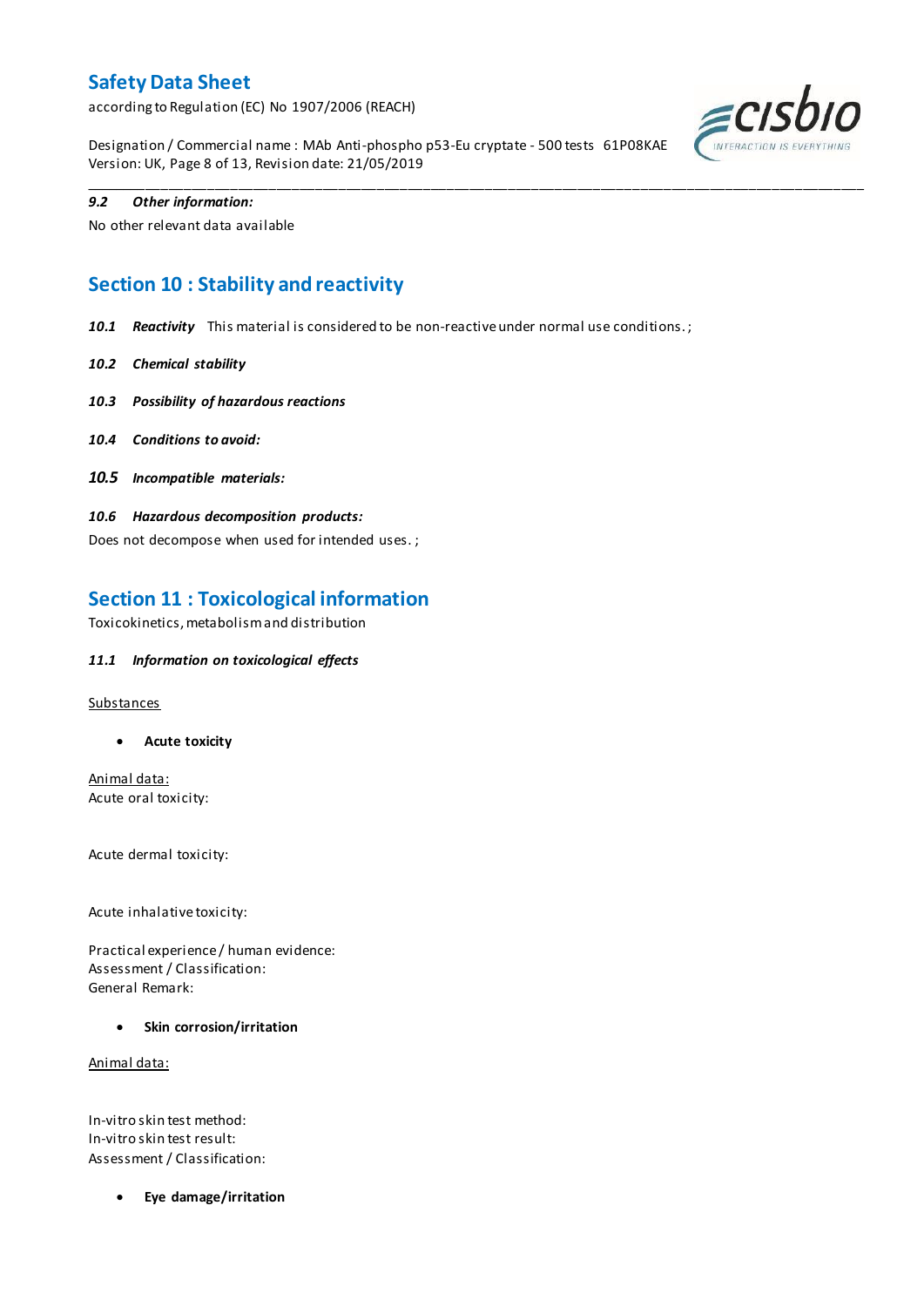**9.2 Other information:**

No other relevant data available

## Section 10 : Stability and reactivity

**10.1 Reactivity** This material is considered to be non-reactive under normal use conditions. ;

**10.2 Chemical stability**

**10.3 Possibility of hazardous reactions**

**10.4 Conditions to avoid:**

**10.5 Incompatible materials:**

**10.6 Hazardous decomposition products:**

Does not decompose when used for intended uses. ;

## Section 11 : Toxicological information

Toxicokinetics, metabolism and distribution

**11.1 Information on toxicological effects**

Substances

- **Acute toxicity**

Animal data:
Acute oral toxicity:

Acute dermal toxicity:

Acute inhalative toxicity:

Practical experience / human evidence:
Assessment / Classification:
General Remark:

- **Skin corrosion/irritation**

Animal data:

In-vitro skin test method:
In-vitro skin test result:
Assessment / Classification:

- **Eye damage/irritation**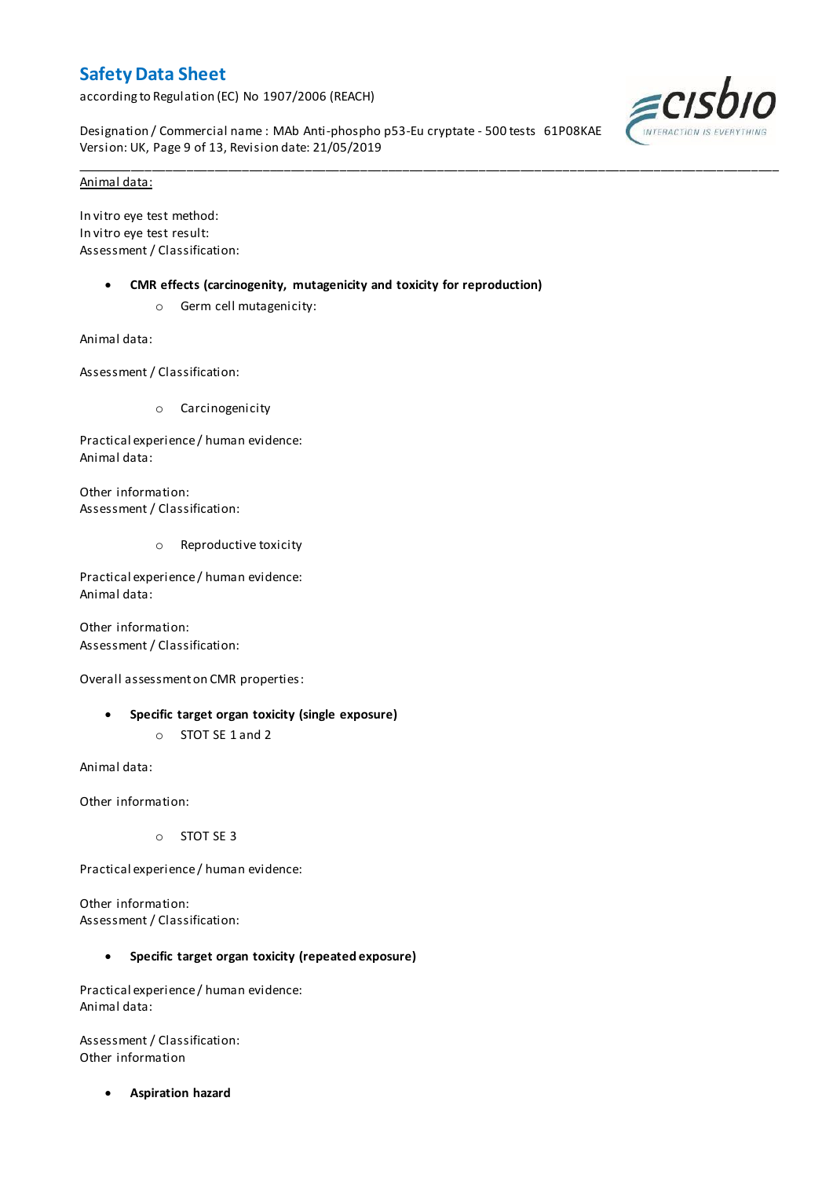Animal data:

In vitro eye test method:
In vitro eye test result:
Assessment / Classification:

- **CMR effects (carcinogenity, mutagenicity and toxicity for reproduction)**
    - Germ cell mutagenicity:

Animal data:

Assessment / Classification:

- Carcinogenicity

Practical experience / human evidence:
Animal data:

Other information:
Assessment / Classification:

- Reproductive toxicity

Practical experience / human evidence:
Animal data:

Other information:
Assessment / Classification:

Overall assessment on CMR properties:

- **Specific target organ toxicity (single exposure)**
    - STOT SE 1 and 2

Animal data:

Other information:

- STOT SE 3

Practical experience / human evidence:

Other information:
Assessment / Classification:

- **Specific target organ toxicity (repeated exposure)**

Practical experience / human evidence:
Animal data:

Assessment / Classification:
Other information

- **Aspiration hazard**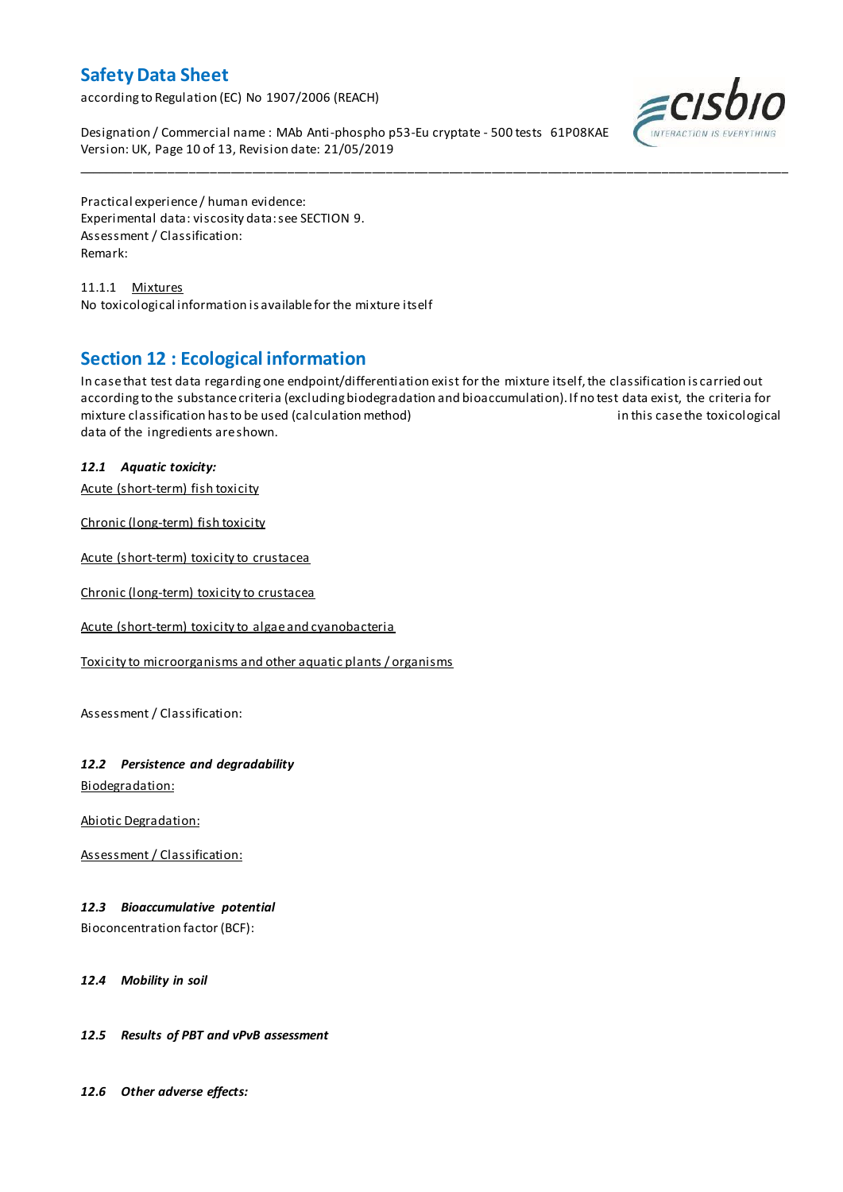Practical experience / human evidence:
Experimental data: viscosity data: see SECTION 9.
Assessment / Classification:
Remark:

11.1.1 Mixtures
No toxicological information is available for the mixture itself

## Section 12 : Ecological information

In case that test data regarding one endpoint/differentiation exist for the mixture itself, the classification is carried out according to the substance criteria (excluding biodegradation and bioaccumulation). If no test data exist, the criteria for mixture classification has to be used (calculation method) in this case the toxicological data of the ingredients are shown.

### *12.1 Aquatic toxicity:*

Acute (short-term) fish toxicity

Chronic (long-term) fish toxicity

Acute (short-term) toxicity to crustacea

Chronic (long-term) toxicity to crustacea

Acute (short-term) toxicity to algae and cyanobacteria

Toxicity to microorganisms and other aquatic plants / organisms

Assessment / Classification:

### *12.2 Persistence and degradability*

Biodegradation:

Abiotic Degradation:

Assessment / Classification:

### *12.3 Bioaccumulative potential*

Bioconcentration factor (BCF):

### *12.4 Mobility in soil*

### *12.5 Results of PBT and vPvB assessment*

### *12.6 Other adverse effects:*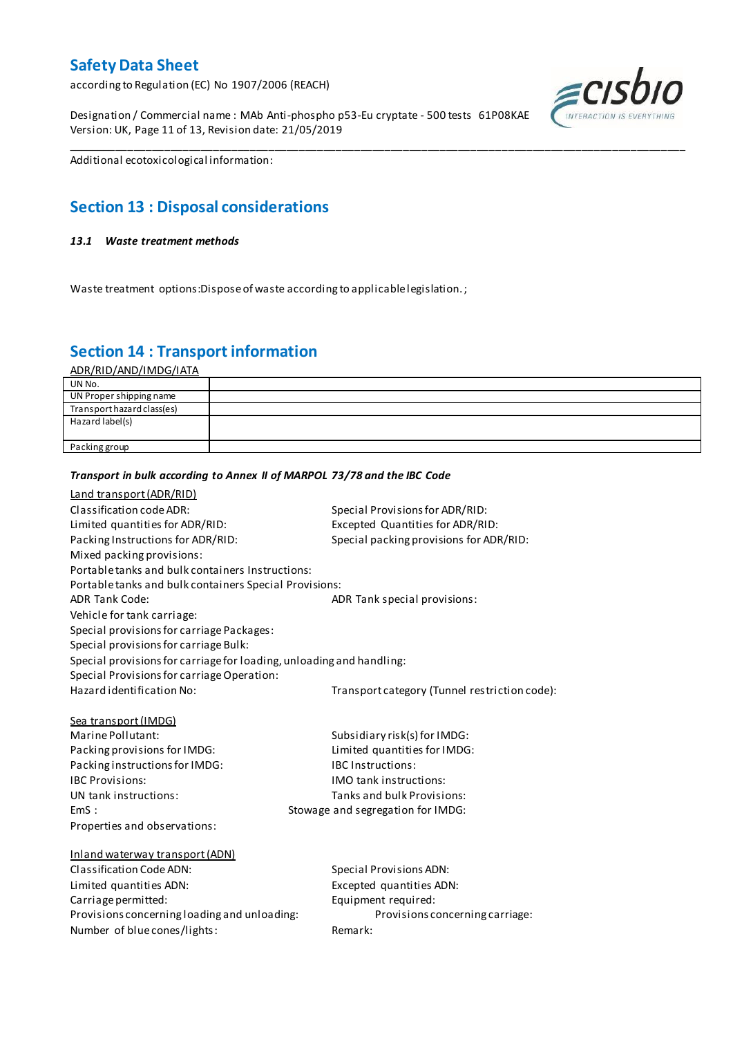Additional ecotoxicological information:

## Section 13 : Disposal considerations

### *13.1 Waste treatment methods*

Waste treatment options:Dispose of waste according to applicable legislation. ;

## Section 14 : Transport information

ADR/RID/AND/IMDG/IATA

| | |
|---|---|
| UN No. | |
| UN Proper shipping name | |
| Transport hazard class(es) | |
| Hazard label(s) | |
| Packing group | |

***Transport in bulk according to Annex II of MARPOL 73/78 and the IBC Code***

Land transport (ADR/RID)

Classification code ADR:
Special Provisions for ADR/RID:
Limited quantities for ADR/RID:
Excepted Quantities for ADR/RID:
Packing Instructions for ADR/RID:
Special packing provisions for ADR/RID:
Mixed packing provisions:
Portable tanks and bulk containers Instructions:
Portable tanks and bulk containers Special Provisions:
ADR Tank Code:
ADR Tank special provisions:
Vehicle for tank carriage:
Special provisions for carriage Packages:
Special provisions for carriage Bulk:
Special provisions for carriage for loading, unloading and handling:
Special Provisions for carriage Operation:
Hazard identification No:
Transport category (Tunnel restriction code):

Sea transport (IMDG)

Marine Pollutant:
Subsidiary risk(s) for IMDG:
Packing provisions for IMDG:
Limited quantities for IMDG:
Packing instructions for IMDG:
IBC Instructions:
IBC Provisions:
IMO tank instructions:
UN tank instructions:
Tanks and bulk Provisions:
EmS :
Stowage and segregation for IMDG:
Properties and observations:

Inland waterway transport (ADN)

Classification Code ADN:
Special Provisions ADN:
Limited quantities ADN:
Excepted quantities ADN:
Carriage permitted:
Equipment required:
Provisions concerning loading and unloading:
Provisions concerning carriage:
Number of blue cones/lights:
Remark: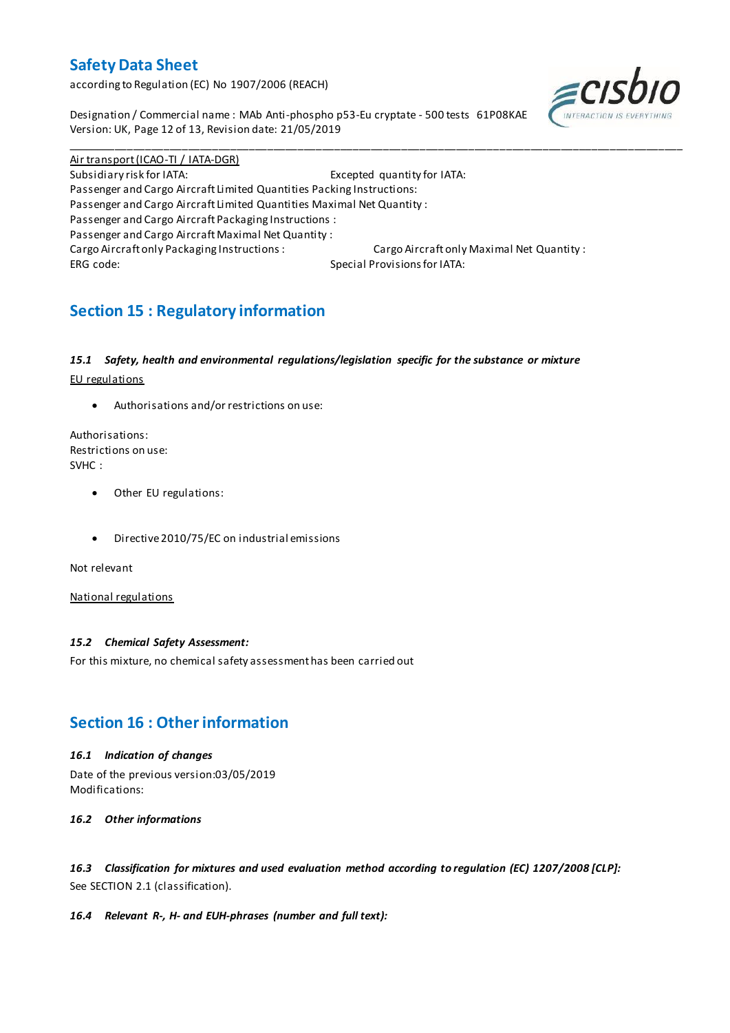Air transport (ICAO-TI / IATA-DGR)

Subsidiary risk for IATA: Excepted quantity for IATA:
Passenger and Cargo Aircraft Limited Quantities Packing Instructions:
Passenger and Cargo Aircraft Limited Quantities Maximal Net Quantity :
Passenger and Cargo Aircraft Packaging Instructions :
Passenger and Cargo Aircraft Maximal Net Quantity :
Cargo Aircraft only Packaging Instructions : Cargo Aircraft only Maximal Net Quantity :
ERG code: Special Provisions for IATA:

## Section 15 : Regulatory information

### *15.1 Safety, health and environmental regulations/legislation specific for the substance or mixture*

EU regulations

- Authorisations and/or restrictions on use:

Authorisations:
Restrictions on use:
SVHC :

- Other EU regulations:

- Directive 2010/75/EC on industrial emissions

Not relevant

National regulations

### *15.2 Chemical Safety Assessment:*

For this mixture, no chemical safety assessment has been carried out

## Section 16 : Other information

### *16.1 Indication of changes*

Date of the previous version:03/05/2019
Modifications:

### *16.2 Other informations*

### *16.3 Classification for mixtures and used evaluation method according to regulation (EC) 1207/2008 [CLP]:*

See SECTION 2.1 (classification).

### *16.4 Relevant R-, H- and EUH-phrases (number and full text):*